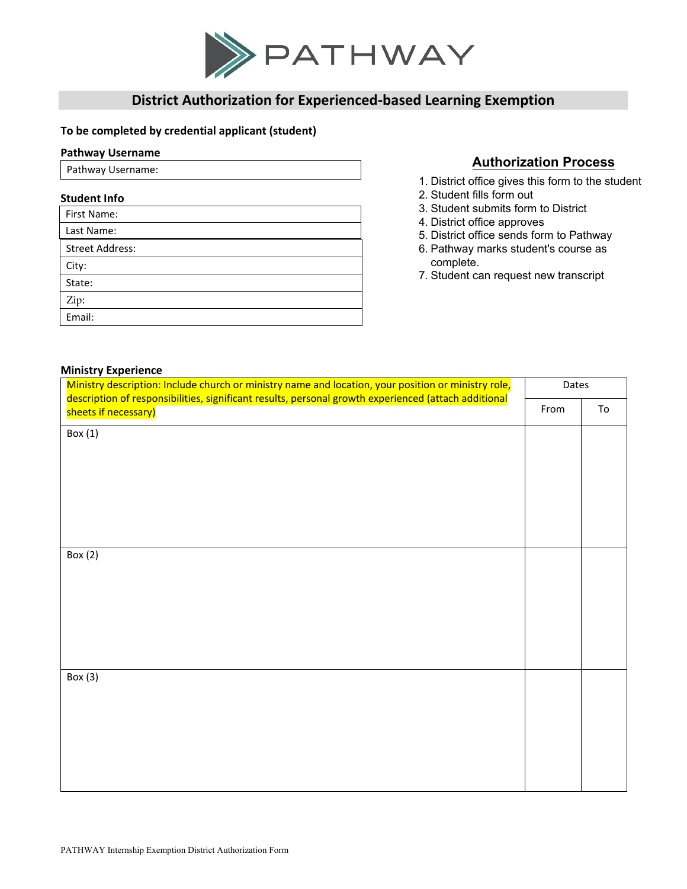PATHWAY

## District Authorization for Experienced-based Learning Exemption

**To be completed by credential applicant (student)**

**Pathway Username**

| Pathway Username: |
|---|

**Student Info**

| First Name: |
|---|
| Last Name: |
| Street Address: |
| City: |
| State: |
| Zip: |
| Email: |

### Authorization Process

1. District office gives this form to the student
2. Student fills form out
3. Student submits form to District
4. District office approves
5. District office sends form to Pathway
6. Pathway marks student's course as complete.
7. Student can request new transcript

**Ministry Experience**

| Ministry description: Include church or ministry name and location, your position or ministry role, description of responsibilities, significant results, personal growth experienced (attach additional sheets if necessary) | Dates | |
|---|---|---|
| | From | To |
| Box (1) | | |
| Box (2) | | |
| Box (3) | | |

PATHWAY Internship Exemption District Authorization Form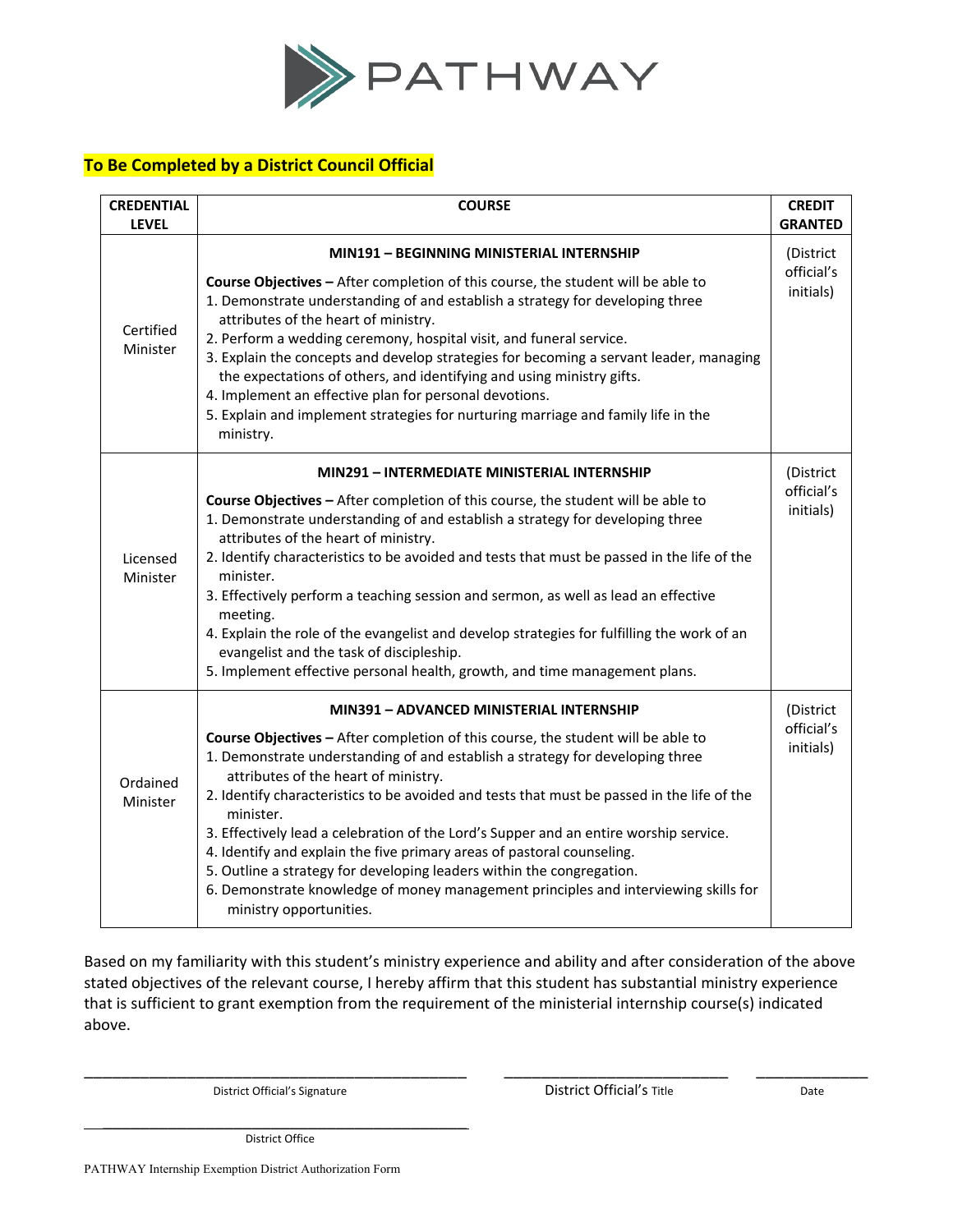PATHWAY

**To Be Completed by a District Council Official**

| CREDENTIAL LEVEL | COURSE | CREDIT GRANTED |
|---|---|---|
| Certified Minister | **MIN191 – BEGINNING MINISTERIAL INTERNSHIP**<br><br>**Course Objectives –** After completion of this course, the student will be able to<br>1. Demonstrate understanding of and establish a strategy for developing three attributes of the heart of ministry.<br>2. Perform a wedding ceremony, hospital visit, and funeral service.<br>3. Explain the concepts and develop strategies for becoming a servant leader, managing the expectations of others, and identifying and using ministry gifts.<br>4. Implement an effective plan for personal devotions.<br>5. Explain and implement strategies for nurturing marriage and family life in the ministry. | (District official's initials) |
| Licensed Minister | **MIN291 – INTERMEDIATE MINISTERIAL INTERNSHIP**<br><br>**Course Objectives –** After completion of this course, the student will be able to<br>1. Demonstrate understanding of and establish a strategy for developing three attributes of the heart of ministry.<br>2. Identify characteristics to be avoided and tests that must be passed in the life of the minister.<br>3. Effectively perform a teaching session and sermon, as well as lead an effective meeting.<br>4. Explain the role of the evangelist and develop strategies for fulfilling the work of an evangelist and the task of discipleship.<br>5. Implement effective personal health, growth, and time management plans. | (District official's initials) |
| Ordained Minister | **MIN391 – ADVANCED MINISTERIAL INTERNSHIP**<br><br>**Course Objectives –** After completion of this course, the student will be able to<br>1. Demonstrate understanding of and establish a strategy for developing three attributes of the heart of ministry.<br>2. Identify characteristics to be avoided and tests that must be passed in the life of the minister.<br>3. Effectively lead a celebration of the Lord's Supper and an entire worship service.<br>4. Identify and explain the five primary areas of pastoral counseling.<br>5. Outline a strategy for developing leaders within the congregation.<br>6. Demonstrate knowledge of money management principles and interviewing skills for ministry opportunities. | (District official's initials) |

Based on my familiarity with this student's ministry experience and ability and after consideration of the above stated objectives of the relevant course, I hereby affirm that this student has substantial ministry experience that is sufficient to grant exemption from the requirement of the ministerial internship course(s) indicated above.

\_\_\_\_\_\_\_\_\_\_\_\_\_\_\_\_\_\_\_\_\_\_\_\_\_\_\_\_\_\_\_\_\_\_\_\_\_\_\_\_ \_\_\_\_\_\_\_\_\_\_\_\_\_\_\_\_\_\_\_\_\_\_\_\_\_\_ \_\_\_\_\_\_\_\_\_\_\_\_
District Official's Signature — District Official's Title — Date

\_\_\_\_\_\_\_\_\_\_\_\_\_\_\_\_\_\_\_\_\_\_\_\_\_\_\_\_\_\_\_\_\_\_\_\_\_\_\_\_
District Office

PATHWAY Internship Exemption District Authorization Form